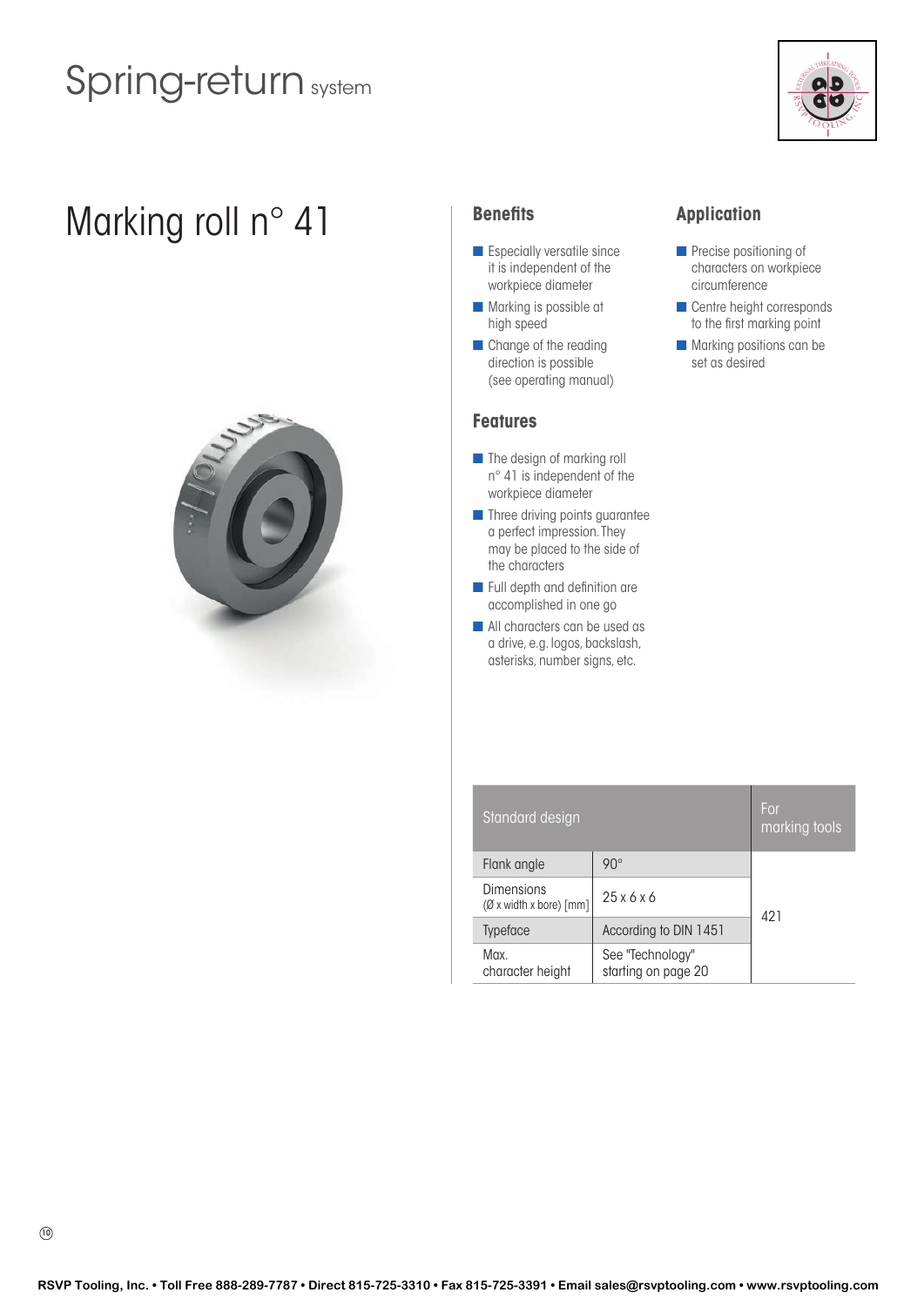# Spring-return system

## Marking roll n° 41

### Benefits

- Especially versatile since it is independent of the workpiece diameter
- Marking is possible at high speed
- Change of the reading direction is possible (see operating manual)

### Application

- Precise positioning of characters on workpiece circumference
- Centre height corresponds to the first marking point
- Marking positions can be set as desired

### Features

- The design of marking roll n° 41 is independent of the workpiece diameter
- Three driving points guarantee a perfect impression. They may be placed to the side of the characters
- Full depth and definition are accomplished in one go
- All characters can be used as a drive, e.g. logos, backslash, asterisks, number signs, etc.

| Standard design | | For marking tools |
|---|---|---|
| Flank angle | 90° | 421 |
| Dimensions (Ø x width x bore) [mm] | 25 x 6 x 6 | |
| Typeface | According to DIN 1451 | |
| Max. character height | See "Technology" starting on page 20 | |

RSVP Tooling, Inc. • Toll Free 888-289-7787 • Direct 815-725-3310 • Fax 815-725-3391 • Email sales@rsvptooling.com • www.rsvptooling.com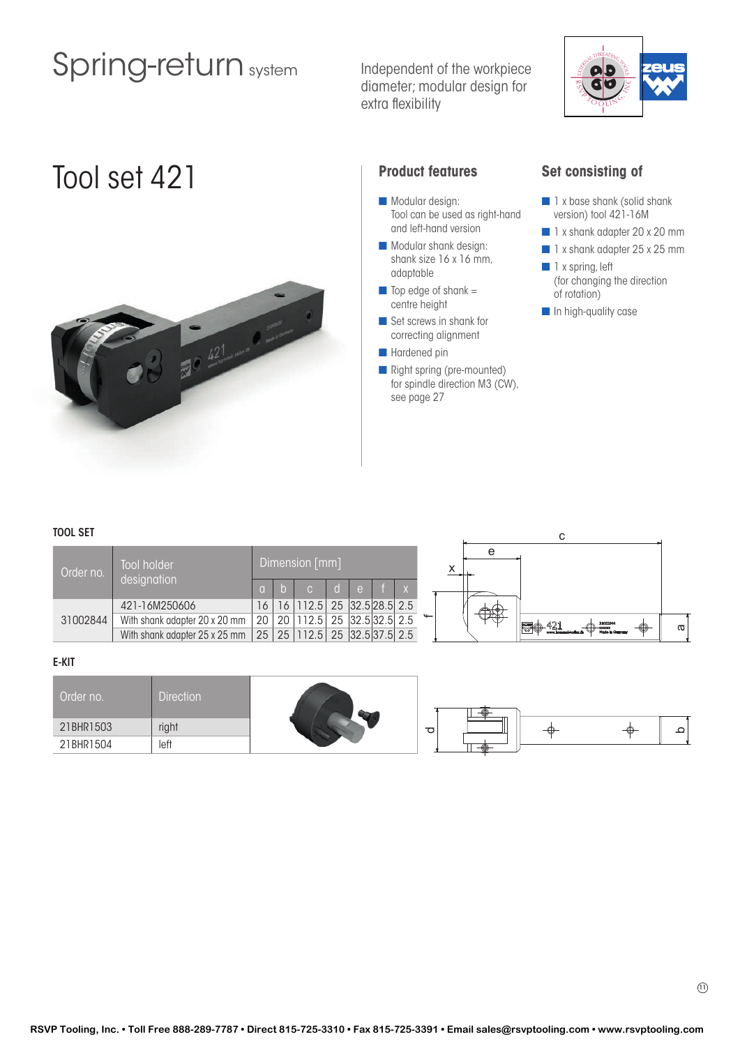# Spring-return system

Independent of the workpiece diameter; modular design for extra flexibility

## Tool set 421

### Product features

- Modular design: Tool can be used as right-hand and left-hand version
- Modular shank design: shank size 16 x 16 mm, adaptable
- Top edge of shank = centre height
- Set screws in shank for correcting alignment
- Hardened pin
- Right spring (pre-mounted) for spindle direction M3 (CW), see page 27

### Set consisting of

- 1 x base shank (solid shank version) tool 421-16M
- 1 x shank adapter 20 x 20 mm
- 1 x shank adapter 25 x 25 mm
- 1 x spring, left (for changing the direction of rotation)
- In high-quality case

### TOOL SET

| Order no. | Tool holder designation | Dimension [mm] | | | | | | |
|---|---|---|---|---|---|---|---|---|
| | | a | b | c | d | e | f | x |
| 31002844 | 421-16M250606 | 16 | 16 | 112.5 | 25 | 32.5 | 28.5 | 2.5 |
| | With shank adapter 20 x 20 mm | 20 | 20 | 112.5 | 25 | 32.5 | 32.5 | 2.5 |
| | With shank adapter 25 x 25 mm | 25 | 25 | 112.5 | 25 | 32.5 | 37.5 | 2.5 |

### E-KIT

| Order no. | Direction |
|---|---|
| 21BHR1503 | right |
| 21BHR1504 | left |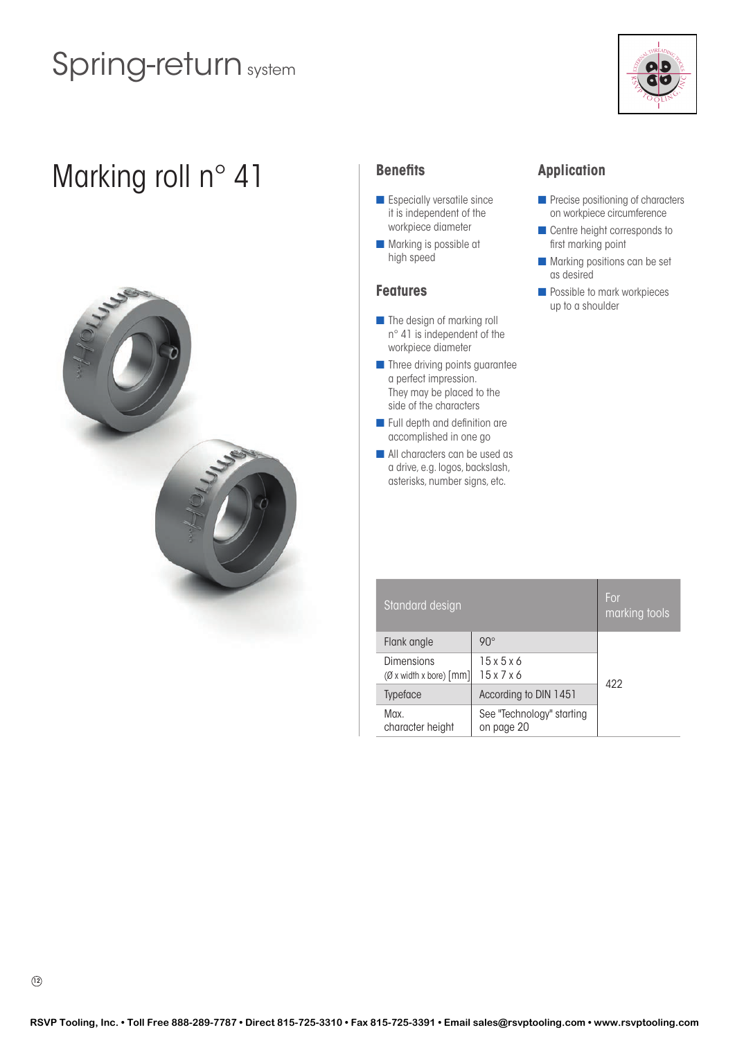# Spring-return system

## Marking roll n° 41

### Benefits

- Especially versatile since it is independent of the workpiece diameter
- Marking is possible at high speed

### Features

- The design of marking roll n° 41 is independent of the workpiece diameter
- Three driving points guarantee a perfect impression. They may be placed to the side of the characters
- Full depth and definition are accomplished in one go
- All characters can be used as a drive, e.g. logos, backslash, asterisks, number signs, etc.

### Application

- Precise positioning of characters on workpiece circumference
- Centre height corresponds to first marking point
- Marking positions can be set as desired
- Possible to mark workpieces up to a shoulder

| Standard design | | For marking tools |
|---|---|---|
| Flank angle | 90° | 422 |
| Dimensions (Ø x width x bore) [mm] | 15 x 5 x 6<br>15 x 7 x 6 | |
| Typeface | According to DIN 1451 | |
| Max. character height | See "Technology" starting on page 20 | |

RSVP Tooling, Inc. • Toll Free 888-289-7787 • Direct 815-725-3310 • Fax 815-725-3391 • Email sales@rsvptooling.com • www.rsvptooling.com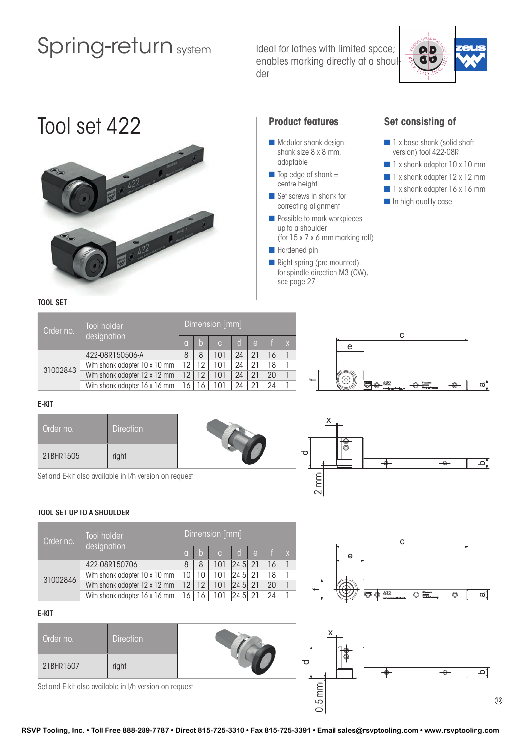# Spring-return system

Ideal for lathes with limited space; enables marking directly at a shoulder

## Tool set 422

### Product features

- Modular shank design: shank size 8 x 8 mm, adaptable
- Top edge of shank = centre height
- Set screws in shank for correcting alignment
- Possible to mark workpieces up to a shoulder (for 15 x 7 x 6 mm marking roll)
- Hardened pin
- Right spring (pre-mounted) for spindle direction M3 (CW), see page 27

### Set consisting of

- 1 x base shank (solid shaft version) tool 422-08R
- 1 x shank adapter 10 x 10 mm
- 1 x shank adapter 12 x 12 mm
- 1 x shank adapter 16 x 16 mm
- In high-quality case

**TOOL SET**

| Order no. | Tool holder designation | Dimension [mm] | | | | | | |
|---|---|---|---|---|---|---|---|---|
| | | a | b | c | d | e | f | x |
| 31002843 | 422-08R150506-A | 8 | 8 | 101 | 24 | 21 | 16 | 1 |
| | With shank adapter 10 x 10 mm | 12 | 12 | 101 | 24 | 21 | 18 | 1 |
| | With shank adapter 12 x 12 mm | 12 | 12 | 101 | 24 | 21 | 20 | 1 |
| | With shank adapter 16 x 16 mm | 16 | 16 | 101 | 24 | 21 | 24 | 1 |

**E-KIT**

| Order no. | Direction |
|---|---|
| 21BHR1505 | right |

Set and E-kit also available in l/h version on request

2 mm

**TOOL SET UP TO A SHOULDER**

| Order no. | Tool holder designation | Dimension [mm] | | | | | | |
|---|---|---|---|---|---|---|---|---|
| | | a | b | c | d | e | f | x |
| 31002846 | 422-08R150706 | 8 | 8 | 101 | 24.5 | 21 | 16 | 1 |
| | With shank adapter 10 x 10 mm | 10 | 10 | 101 | 24.5 | 21 | 18 | 1 |
| | With shank adapter 12 x 12 mm | 12 | 12 | 101 | 24.5 | 21 | 20 | 1 |
| | With shank adapter 16 x 16 mm | 16 | 16 | 101 | 24.5 | 21 | 24 | 1 |

**E-KIT**

| Order no. | Direction |
|---|---|
| 21BHR1507 | right |

Set and E-kit also available in l/h version on request

0.5 mm

RSVP Tooling, Inc. • Toll Free 888-289-7787 • Direct 815-725-3310 • Fax 815-725-3391 • Email sales@rsvptooling.com • www.rsvptooling.com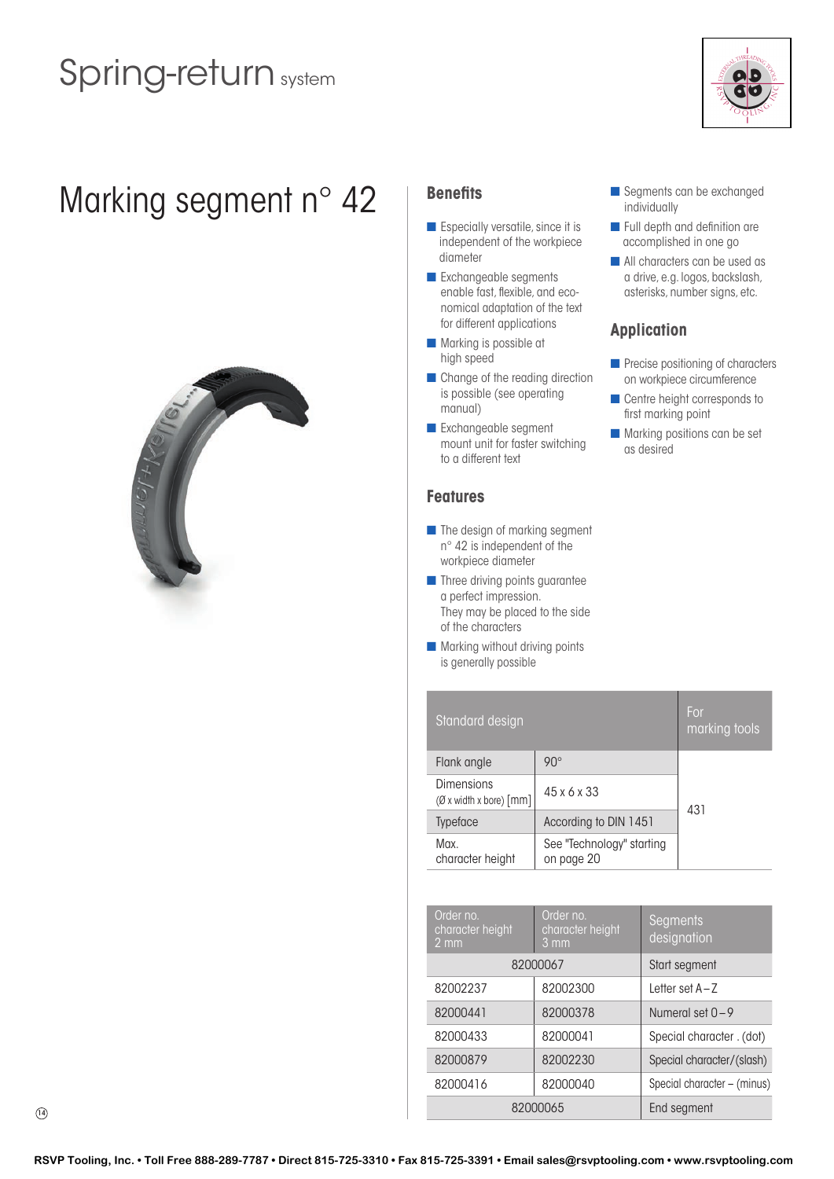# Spring-return system

## Marking segment n° 42

### Benefits

- Especially versatile, since it is independent of the workpiece diameter
- Exchangeable segments enable fast, flexible, and economical adaptation of the text for different applications
- Marking is possible at high speed
- Change of the reading direction is possible (see operating manual)
- Exchangeable segment mount unit for faster switching to a different text
- Segments can be exchanged individually
- Full depth and definition are accomplished in one go
- All characters can be used as a drive, e.g. logos, backslash, asterisks, number signs, etc.

### Application

- Precise positioning of characters on workpiece circumference
- Centre height corresponds to first marking point
- Marking positions can be set as desired

### Features

- The design of marking segment n° 42 is independent of the workpiece diameter
- Three driving points guarantee a perfect impression. They may be placed to the side of the characters
- Marking without driving points is generally possible

| Standard design | | For marking tools |
|---|---|---|
| Flank angle | 90° | 431 |
| Dimensions (Ø x width x bore) [mm] | 45 x 6 x 33 | |
| Typeface | According to DIN 1451 | |
| Max. character height | See "Technology" starting on page 20 | |

| Order no. character height 2 mm | Order no. character height 3 mm | Segments designation |
|---|---|---|
| 82000067 | | Start segment |
| 82002237 | 82002300 | Letter set A – Z |
| 82000441 | 82000378 | Numeral set 0 – 9 |
| 82000433 | 82000041 | Special character . (dot) |
| 82000879 | 82002230 | Special character / (slash) |
| 82000416 | 82000040 | Special character – (minus) |
| 82000065 | | End segment |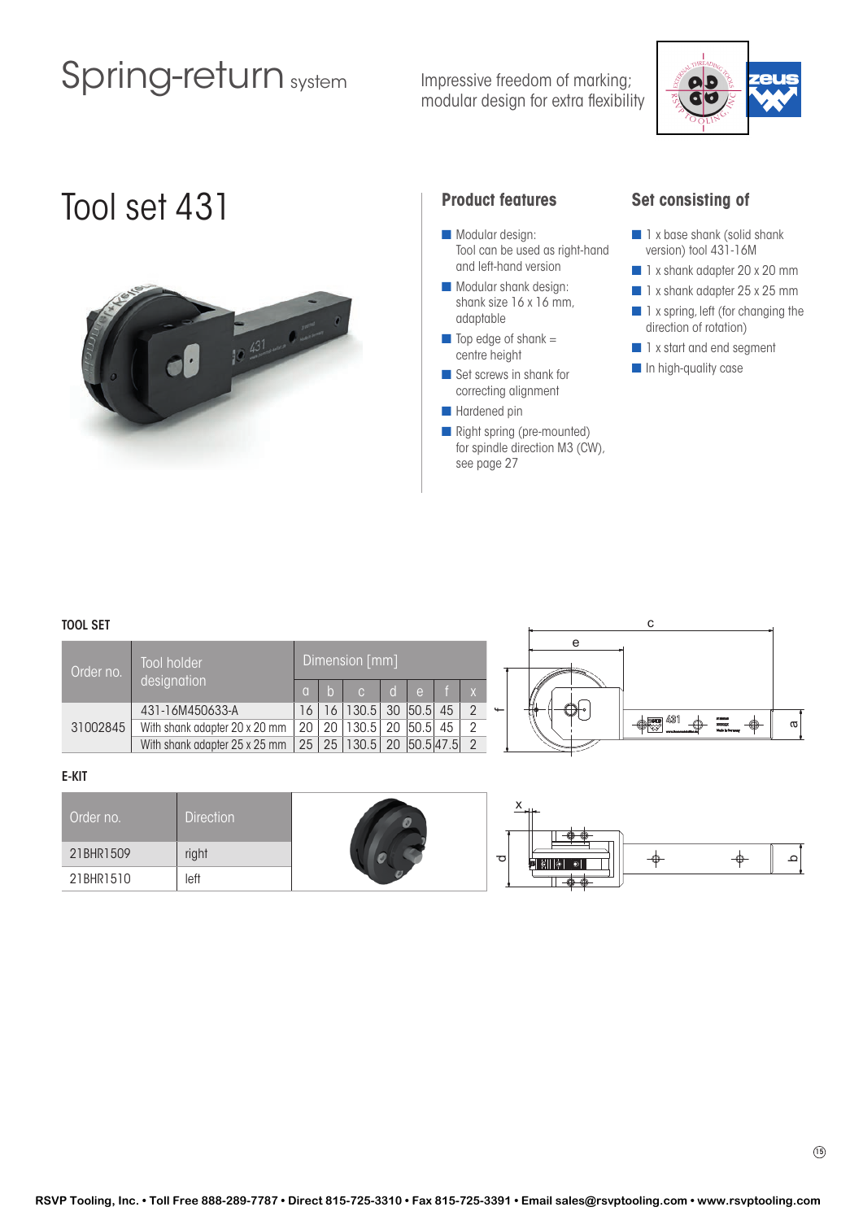# Spring-return system

Impressive freedom of marking; modular design for extra flexibility

## Tool set 431

### Product features

- Modular design: Tool can be used as right-hand and left-hand version
- Modular shank design: shank size 16 x 16 mm, adaptable
- Top edge of shank = centre height
- Set screws in shank for correcting alignment
- Hardened pin
- Right spring (pre-mounted) for spindle direction M3 (CW), see page 27

### Set consisting of

- 1 x base shank (solid shank version) tool 431-16M
- 1 x shank adapter 20 x 20 mm
- 1 x shank adapter 25 x 25 mm
- 1 x spring, left (for changing the direction of rotation)
- 1 x start and end segment
- In high-quality case

#### TOOL SET

| Order no. | Tool holder designation | Dimension [mm] | | | | | | |
|---|---|---|---|---|---|---|---|---|
| | | a | b | c | d | e | f | x |
| 31002845 | 431-16M450633-A | 16 | 16 | 130.5 | 30 | 50.5 | 45 | 2 |
| | With shank adapter 20 x 20 mm | 20 | 20 | 130.5 | 20 | 50.5 | 45 | 2 |
| | With shank adapter 25 x 25 mm | 25 | 25 | 130.5 | 20 | 50.5 | 47.5 | 2 |

#### E-KIT

| Order no. | Direction |
|---|---|
| 21BHR1509 | right |
| 21BHR1510 | left |

RSVP Tooling, Inc. • Toll Free 888-289-7787 • Direct 815-725-3310 • Fax 815-725-3391 • Email sales@rsvptooling.com • www.rsvptooling.com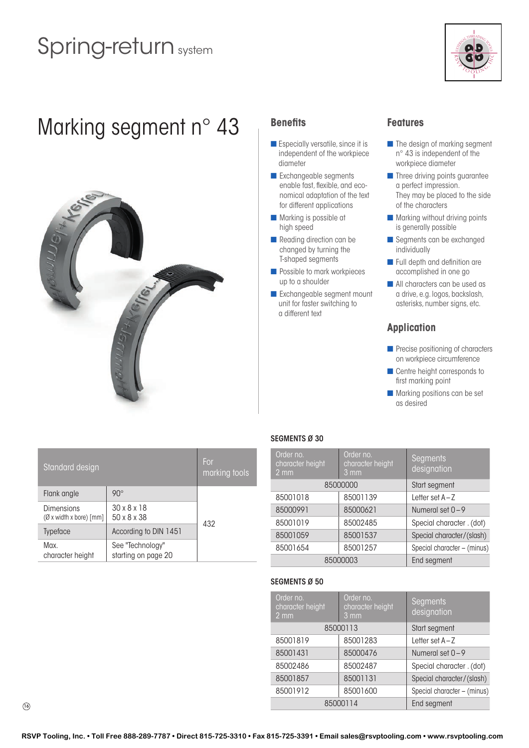# Spring-return system

## Marking segment n° 43

### Benefits

- Especially versatile, since it is independent of the workpiece diameter
- Exchangeable segments enable fast, flexible, and economical adaptation of the text for different applications
- Marking is possible at high speed
- Reading direction can be changed by turning the T-shaped segments
- Possible to mark workpieces up to a shoulder
- Exchangeable segment mount unit for faster switching to a different text

### Features

- The design of marking segment n° 43 is independent of the workpiece diameter
- Three driving points guarantee a perfect impression. They may be placed to the side of the characters
- Marking without driving points is generally possible
- Segments can be exchanged individually
- Full depth and definition are accomplished in one go
- All characters can be used as a drive, e.g. logos, backslash, asterisks, number signs, etc.

### Application

- Precise positioning of characters on workpiece circumference
- Centre height corresponds to first marking point
- Marking positions can be set as desired

| Standard design | | For marking tools |
|---|---|---|
| Flank angle | 90° | 432 |
| Dimensions (Ø x width x bore) [mm] | 30 x 8 x 18<br>50 x 8 x 38 | |
| Typeface | According to DIN 1451 | |
| Max. character height | See "Technology" starting on page 20 | |

**SEGMENTS Ø 30**

| Order no. character height 2 mm | Order no. character height 3 mm | Segments designation |
|---|---|---|
| 85000000 | | Start segment |
| 85001018 | 85001139 | Letter set A – Z |
| 85000991 | 85000621 | Numeral set 0 – 9 |
| 85001019 | 85002485 | Special character . (dot) |
| 85001059 | 85001537 | Special character / (slash) |
| 85001654 | 85001257 | Special character – (minus) |
| 85000003 | | End segment |

**SEGMENTS Ø 50**

| Order no. character height 2 mm | Order no. character height 3 mm | Segments designation |
|---|---|---|
| 85000113 | | Start segment |
| 85001819 | 85001283 | Letter set A – Z |
| 85001431 | 85000476 | Numeral set 0 – 9 |
| 85002486 | 85002487 | Special character . (dot) |
| 85001857 | 85001131 | Special character / (slash) |
| 85001912 | 85001600 | Special character – (minus) |
| 85000114 | | End segment |

RSVP Tooling, Inc. • Toll Free 888-289-7787 • Direct 815-725-3310 • Fax 815-725-3391 • Email sales@rsvptooling.com • www.rsvptooling.com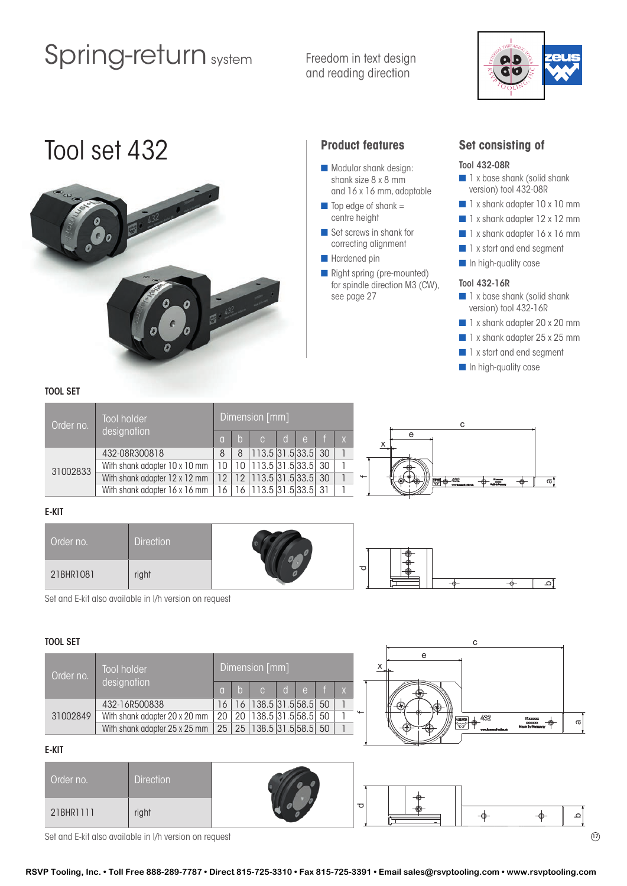# Spring-return system

Freedom in text design and reading direction

## Tool set 432

### Product features

- Modular shank design: shank size 8 x 8 mm and 16 x 16 mm, adaptable
- Top edge of shank = centre height
- Set screws in shank for correcting alignment
- Hardened pin
- Right spring (pre-mounted) for spindle direction M3 (CW), see page 27

### Set consisting of

**Tool 432-08R**

- 1 x base shank (solid shank version) tool 432-08R
- 1 x shank adapter 10 x 10 mm
- 1 x shank adapter 12 x 12 mm
- 1 x shank adapter 16 x 16 mm
- 1 x start and end segment
- In high-quality case

**Tool 432-16R**

- 1 x base shank (solid shank version) tool 432-16R
- 1 x shank adapter 20 x 20 mm
- 1 x shank adapter 25 x 25 mm
- 1 x start and end segment
- In high-quality case

**TOOL SET**

| Order no. | Tool holder designation | Dimension [mm] | | | | | | |
|---|---|---|---|---|---|---|---|---|
| | | a | b | c | d | e | f | x |
| 31002833 | 432-08R300818 | 8 | 8 | 113.5 | 31.5 | 33.5 | 30 | 1 |
| | With shank adapter 10 x 10 mm | 10 | 10 | 113.5 | 31.5 | 33.5 | 30 | 1 |
| | With shank adapter 12 x 12 mm | 12 | 12 | 113.5 | 31.5 | 33.5 | 30 | 1 |
| | With shank adapter 16 x 16 mm | 16 | 16 | 113.5 | 31.5 | 33.5 | 31 | 1 |

**E-KIT**

| Order no. | Direction |
|---|---|
| 21BHR1081 | right |

Set and E-kit also available in l/h version on request

**TOOL SET**

| Order no. | Tool holder designation | Dimension [mm] | | | | | | |
|---|---|---|---|---|---|---|---|---|
| | | a | b | c | d | e | f | x |
| 31002849 | 432-16R500838 | 16 | 16 | 138.5 | 31.5 | 58.5 | 50 | 1 |
| | With shank adapter 20 x 20 mm | 20 | 20 | 138.5 | 31.5 | 58.5 | 50 | 1 |
| | With shank adapter 25 x 25 mm | 25 | 25 | 138.5 | 31.5 | 58.5 | 50 | 1 |

**E-KIT**

| Order no. | Direction |
|---|---|
| 21BHR1111 | right |

Set and E-kit also available in l/h version on request

RSVP Tooling, Inc. • Toll Free 888-289-7787 • Direct 815-725-3310 • Fax 815-725-3391 • Email sales@rsvptooling.com • www.rsvptooling.com